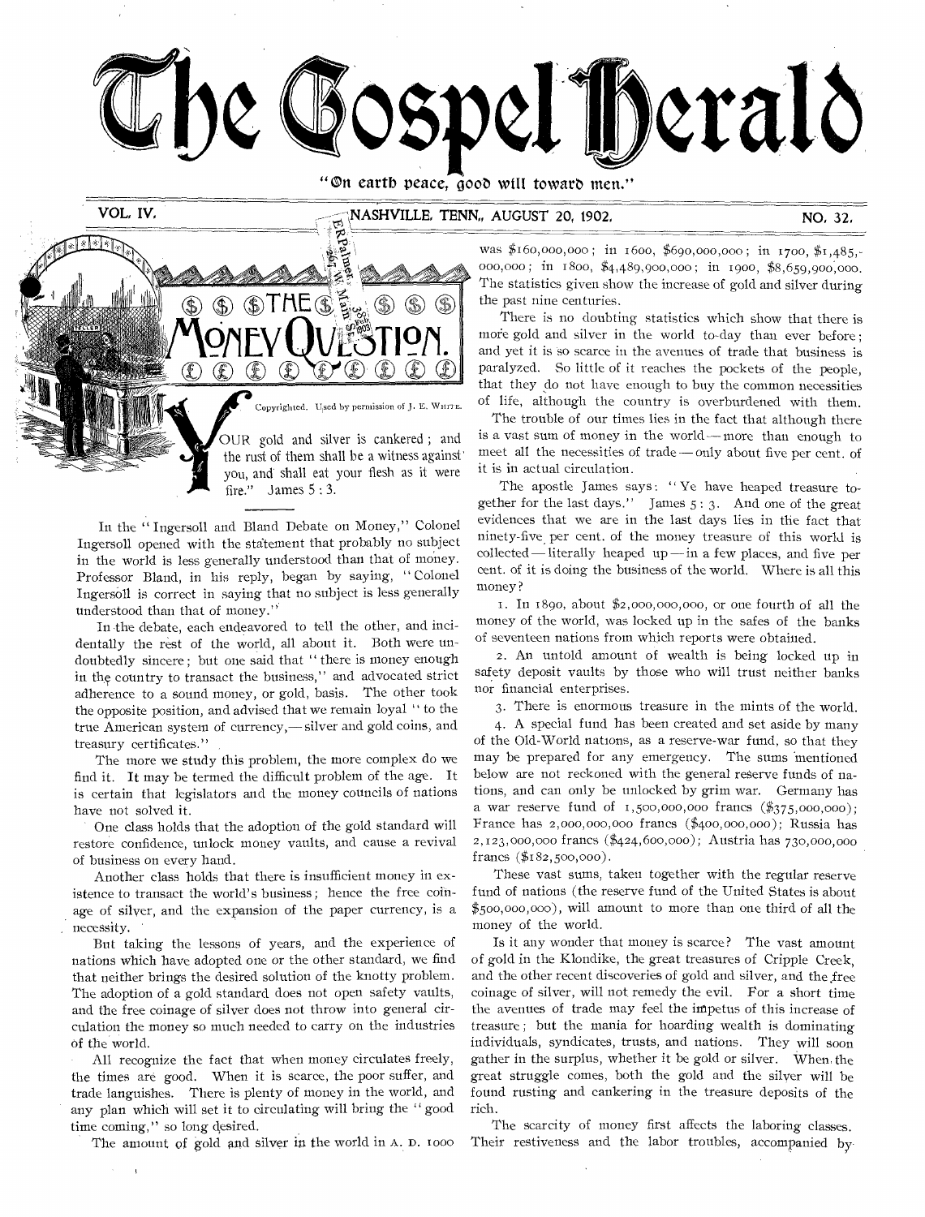# The Gospel Herald

"On earth peace, good will toward men."

VOL. IV. NASHVILLE, TENN., AUGUST 20, 1902. NO. 32.

## THE MONEY QUESTION.

Copyrighted. Used by permission of J. E. WHITE.

"YOUR gold and silver is cankered; and the rust of them shall be a witness against you, and shall eat your flesh as it were fire." James 5:3.

In the "Ingersoll and Bland Debate on Money," Colonel Ingersoll opened with the statement that probably no subject in the world is less generally understood than that of money. Professor Bland, in his reply, began by saying, "Colonel Ingersoll is correct in saying that no subject is less generally understood than that of money."

In the debate, each endeavored to tell the other, and incidentally the rest of the world, all about it. Both were undoubtedly sincere; but one said that "there is money enough in the country to transact the business," and advocated strict adherence to a sound money, or gold, basis. The other took the opposite position, and advised that we remain loyal "to the true American system of currency,— silver and gold coins, and treasury certificates."

The more we study this problem, the more complex do we find it. It may be termed the difficult problem of the age. It is certain that legislators and the money councils of nations have not solved it.

One class holds that the adoption of the gold standard will restore confidence, unlock money vaults, and cause a revival of business on every hand.

Another class holds that there is insufficient money in existence to transact the world's business; hence the free coinage of silver, and the expansion of the paper currency, is a necessity.

But taking the lessons of years, and the experience of nations which have adopted one or the other standard, we find that neither brings the desired solution of the knotty problem. The adoption of a gold standard does not open safety vaults, and the free coinage of silver does not throw into general circulation the money so much needed to carry on the industries of the world.

All recognize the fact that when money circulates freely, the times are good. When it is scarce, the poor suffer, and trade languishes. There is plenty of money in the world, and any plan which will set it to circulating will bring the "good time coming," so long desired.

The amount of gold and silver in the world in A. D. 1000 was $160,000,000; in 1600, $690,000,000; in 1700, $1,485,000,000; in 1800, $4,489,900,000; in 1900, $8,659,900,000. The statistics given show the increase of gold and silver during the past nine centuries.

There is no doubting statistics which show that there is more gold and silver in the world to-day than ever before; and yet it is so scarce in the avenues of trade that business is paralyzed. So little of it reaches the pockets of the people, that they do not have enough to buy the common necessities of life, although the country is overburdened with them.

The trouble of our times lies in the fact that although there is a vast sum of money in the world — more than enough to meet all the necessities of trade — only about five per cent. of it is in actual circulation.

The apostle James says: "Ye have heaped treasure together for the last days." James 5:3. And one of the great evidences that we are in the last days lies in the fact that ninety-five per cent. of the money treasure of this world is collected — literally heaped up — in a few places, and five per cent. of it is doing the business of the world. Where is all this money?

1. In 1890, about $2,000,000,000, or one fourth of all the money of the world, was locked up in the safes of the banks of seventeen nations from which reports were obtained.

2. An untold amount of wealth is being locked up in safety deposit vaults by those who will trust neither banks nor financial enterprises.

3. There is enormous treasure in the mints of the world.

4. A special fund has been created and set aside by many of the Old-World nations, as a reserve-war fund, so that they may be prepared for any emergency. The sums mentioned below are not reckoned with the general reserve funds of nations, and can only be unlocked by grim war. Germany has a war reserve fund of 1,500,000,000 francs ($375,000,000); France has 2,000,000,000 francs ($400,000,000); Russia has 2,123,000,000 francs ($424,600,000); Austria has 730,000,000 francs ($182,500,000).

These vast sums, taken together with the regular reserve fund of nations (the reserve fund of the United States is about $500,000,000), will amount to more than one third of all the money of the world.

Is it any wonder that money is scarce? The vast amount of gold in the Klondike, the great treasures of Cripple Creek, and the other recent discoveries of gold and silver, and the free coinage of silver, will not remedy the evil. For a short time the avenues of trade may feel the impetus of this increase of treasure; but the mania for hoarding wealth is dominating individuals, syndicates, trusts, and nations. They will soon gather in the surplus, whether it be gold or silver. When the great struggle comes, both the gold and the silver will be found rusting and cankering in the treasure deposits of the rich.

The scarcity of money first affects the laboring classes. Their restiveness and the labor troubles, accompanied by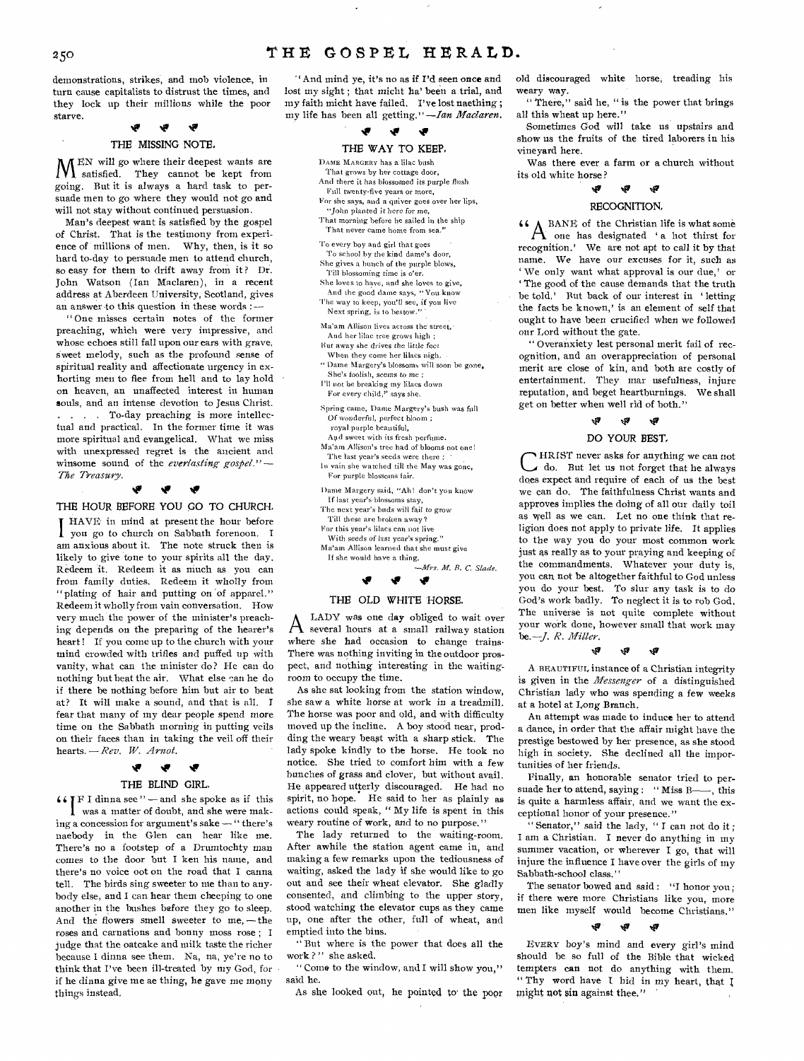demonstrations, strikes, and mob violence, in turn cause capitalists to distrust the times, and they lock up their millions while the poor starve.

## THE MISSING NOTE.

MEN will go where their deepest wants are satisfied. They cannot be kept from going. But it is always a hard task to persuade men to go where they would not go and will not stay without continued persuasion.

Man's deepest want is satisfied by the gospel of Christ. That is the testimony from experience of millions of men. Why, then, is it so hard to-day to persuade men to attend church, so easy for them to drift away from it? Dr. John Watson (Ian Maclaren), in a recent address at Aberdeen University, Scotland, gives an answer to this question in these words :—

"One misses certain notes of the former preaching, which were very impressive, and whose echoes still fall upon our ears with grave, sweet melody, such as the profound sense of spiritual reality and affectionate urgency in exhorting men to flee from hell and to lay hold on heaven, an unaffected interest in human souls, and an intense devotion to Jesus Christ. . . . . To-day preaching is more intellectual and practical. In the former time it was more spiritual and evangelical. What we miss with unexpressed regret is the ancient and winsome sound of the *everlasting gospel*." — *The Treasury.*

## THE HOUR BEFORE YOU GO TO CHURCH.

I HAVE in mind at present the hour before you go to church on Sabbath forenoon. I am anxious about it. The note struck then is likely to give tone to your spirits all the day. Redeem it. Redeem it as much as you can from family duties. Redeem it wholly from "plating of hair and putting on of apparel." Redeem it wholly from vain conversation. How very much the power of the minister's preaching depends on the preparing of the hearer's heart! If you come up to the church with your mind crowded with trifles and puffed up with vanity, what can the minister do? He can do nothing but beat the air. What else can he do if there be nothing before him but air to beat at? It will make a sound, and that is all. I fear that many of my dear people spend more time on the Sabbath morning in putting veils on their faces than in taking the veil off their hearts. — *Rev. W. Arnot.*

## THE BLIND GIRL.

"IF I dinna see" — and she spoke as if this was a matter of doubt, and she were making a concession for argument's sake — "there's naebody in the Glen can hear like me. There's no a footstep of a Drumtochty man comes to the door but I ken his name, and there's no voice oot on the road that I canna tell. The birds sing sweeter to me than to anybody else, and I can hear them cheeping to one another in the bushes before they go to sleep. And the flowers smell sweeter to me, — the roses and carnations and bonny moss rose; I judge that the oatcake and milk taste the richer because I dinna see them. Na, na, ye're no to think that I've been ill-treated by my God, for if he dinna give me ae thing, he gave me mony things instead.

"And mind ye, it's no as if I'd seen once and lost my sight; that micht ha' been a trial, and my faith micht have failed. I've lost naething; my life has been all getting." — *Ian Maclaren.*

## THE WAY TO KEEP.

DAME MARGERY has a lilac bush  
That grows by her cottage door,  
And there it has blossomed its purple flush  
Full twenty-five years or more,  
For she says, and a quiver goes over her lips,  
"John planted it here for me,  
That morning before he sailed in the ship  
That never came home from sea."

To every boy and girl that goes  
To school by the kind dame's door,  
She gives a bunch of the purple blows,  
Till blossoming time is o'er.  
She loves to have, and she loves to give,  
And the good dame says, "You know  
The way to keep, you'll see, if you live  
Next spring, is to bestow."

Ma'am Allison lives across the street,  
And her lilac tree grows high;  
But away she drives the little feet  
When they come her lilacs nigh.  
"Dame Margery's blossoms will soon be gone,  
She's foolish, seems to me;  
I'll not be breaking my lilacs down  
For every child," says she.

Spring came, Dame Margery's bush was full  
Of wonderful, perfect bloom;  
royal purple beautiful,  
And sweet with its fresh perfume.  
Ma'am Allison's tree had of blooms not one!  
The last year's seeds were there;  
In vain she watched till the May was gone,  
For purple blossoms fair.

Dame Margery said, "Ah! don't you know  
If last year's blossoms stay,  
The next year's buds will fail to grow  
Till these are broken away?  
For this year's lilacs can not live  
With seeds of last year's spring."  
Ma'am Allison learned that she must give  
If she would have a thing.

—*Mrs. M. B. C. Slade.*

## THE OLD WHITE HORSE.

A LADY was one day obliged to wait over several hours at a small railway station where she had occasion to change trains. There was nothing inviting in the outdoor prospect, and nothing interesting in the waiting-room to occupy the time.

As she sat looking from the station window, she saw a white horse at work in a treadmill. The horse was poor and old, and with difficulty moved up the incline. A boy stood near, prodding the weary beast with a sharp stick. The lady spoke kindly to the horse. He took no notice. She tried to comfort him with a few bunches of grass and clover, but without avail. He appeared utterly discouraged. He had no spirit, no hope. He said to her as plainly as actions could speak, "My life is spent in this weary routine of work, and to no purpose."

The lady returned to the waiting-room. After awhile the station agent came in, and making a few remarks upon the tediousness of waiting, asked the lady if she would like to go out and see their wheat elevator. She gladly consented, and climbing to the upper story, stood watching the elevator cups as they came up, one after the other, full of wheat, and emptied into the bins.

"But where is the power that does all the work?" she asked.

"Come to the window, and I will show you," said he.

As she looked out, he pointed to the poor old discouraged white horse, treading his weary way.

"There," said he, "is the power that brings all this wheat up here."

Sometimes God will take us upstairs and show us the fruits of the tired laborers in his vineyard here.

Was there ever a farm or a church without its old white horse?

## RECOGNITION.

"A BANE of the Christian life is what some one has designated 'a hot thirst for recognition.' We are not apt to call it by that name. We have our excuses for it, such as 'We only want what approval is our due,' or 'The good of the cause demands that the truth be told.' But back of our interest in 'letting the facts be known,' is an element of self that ought to have been crucified when we followed our Lord without the gate.

"Overanxiety lest personal merit fail of recognition, and an overappreciation of personal merit are close of kin, and both are costly of entertainment. They mar usefulness, injure reputation, and beget heartburnings. We shall get on better when well rid of both."

## DO YOUR BEST.

CHRIST never asks for anything we can not do. But let us not forget that he always does expect and require of each of us the best we can do. The faithfulness Christ wants and approves implies the doing of all our daily toil as well as we can. Let no one think that religion does not apply to private life. It applies to the way you do your most common work just as really as to your praying and keeping of the commandments. Whatever your duty is, you can not be altogether faithful to God unless you do your best. To slur any task is to do God's work badly. To neglect it is to rob God. The universe is not quite complete without your work done, however small that work may be.—*J. R. Miller.*

---

A BEAUTIFUL instance of a Christian integrity is given in the *Messenger* of a distinguished Christian lady who was spending a few weeks at a hotel at Long Branch.

An attempt was made to induce her to attend a dance, in order that the affair might have the prestige bestowed by her presence, as she stood high in society. She declined all the importunities of her friends.

Finally, an honorable senator tried to persuade her to attend, saying: "Miss B——, this is quite a harmless affair, and we want the exceptional honor of your presence."

"Senator," said the lady, "I can not do it; I am a Christian. I never do anything in my summer vacation, or wherever I go, that will injure the influence I have over the girls of my Sabbath-school class."

The senator bowed and said: "I honor you; if there were more Christians like you, more men like myself would become Christians."

---

EVERY boy's mind and every girl's mind should be so full of the Bible that wicked tempters can not do anything with them. "Thy word have I hid in my heart, that I might not sin against thee."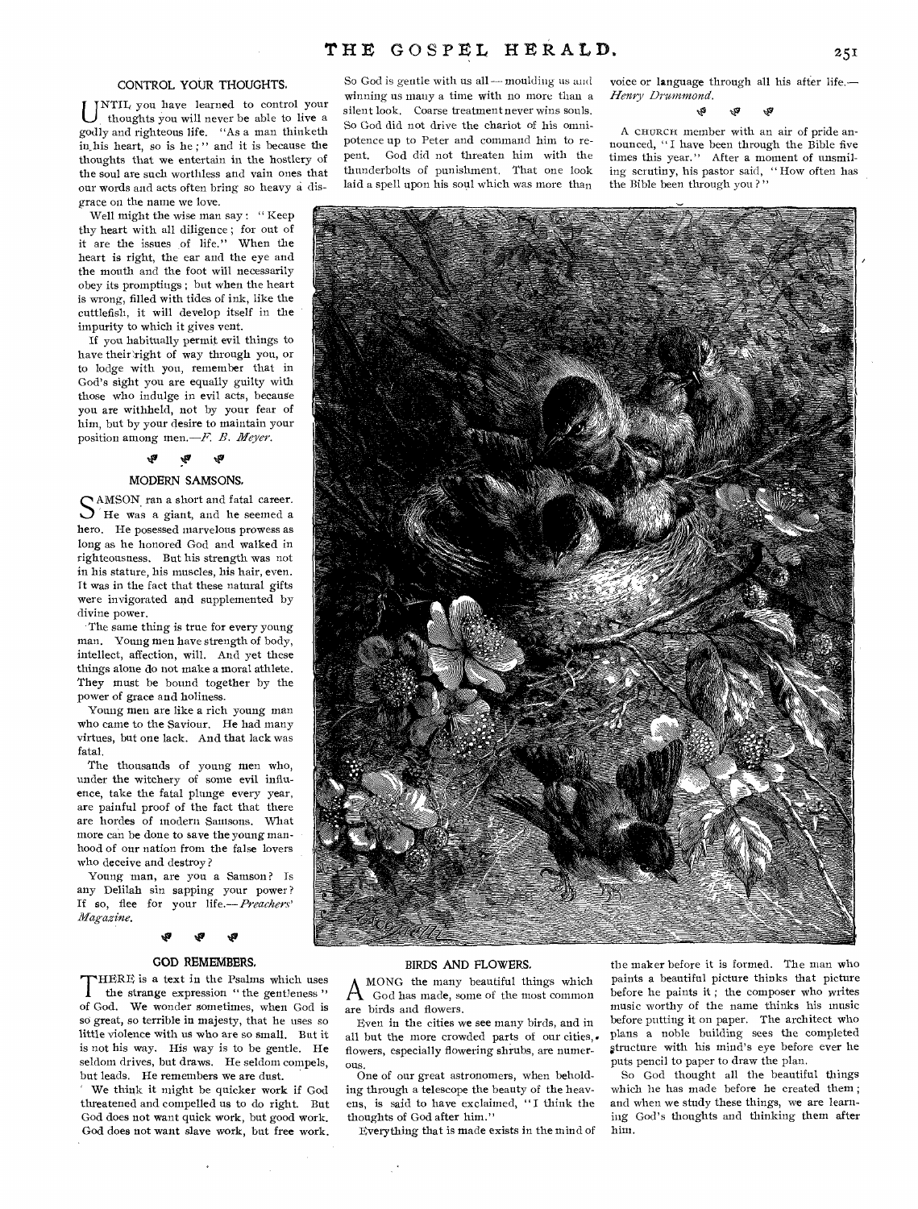## CONTROL YOUR THOUGHTS.

UNTIL you have learned to control your thoughts you will never be able to live a godly and righteous life. "As a man thinketh in his heart, so is he;" and it is because the thoughts that we entertain in the hostlery of the soul are such worthless and vain ones that our words and acts often bring so heavy a disgrace on the name we love.

Well might the wise man say: "Keep thy heart with all diligence; for out of it are the issues of life." When the heart is right, the ear and the eye and the mouth and the foot will necessarily obey its promptings; but when the heart is wrong, filled with tides of ink, like the cuttlefish, it will develop itself in the impurity to which it gives vent.

If you habitually permit evil things to have their right of way through you, or to lodge with you, remember that in God's sight you are equally guilty with those who indulge in evil acts, because you are withheld, not by your fear of him, but by your desire to maintain your position among men.—*F. B. Meyer.*

## MODERN SAMSONS.

SAMSON ran a short and fatal career. He was a giant, and he seemed a hero. He posessed marvelous prowess as long as he honored God and walked in righteousness. But his strength was not in his stature, his muscles, his hair, even. It was in the fact that these natural gifts were invigorated and supplemented by divine power.

The same thing is true for every young man. Young men have strength of body, intellect, affection, will. And yet these things alone do not make a moral athlete. They must be bound together by the power of grace and holiness.

Young men are like a rich young man who came to the Saviour. He had many virtues, but one lack. And that lack was fatal.

The thousands of young men who, under the witchery of some evil influence, take the fatal plunge every year, are painful proof of the fact that there are hordes of modern Samsons. What more can be done to save the young manhood of our nation from the false lovers who deceive and destroy?

Young man, are you a Samson? Is any Delilah sin sapping your power? If so, flee for your life.—*Preachers' Magazine.*

## GOD REMEMBERS.

THERE is a text in the Psalms which uses the strange expression "the gentleness" of God. We wonder sometimes, when God is so great, so terrible in majesty, that he uses so little violence with us who are so small. But it is not his way. His way is to be gentle. He seldom drives, but draws. He seldom compels, but leads. He remembers we are dust.

We think it might be quicker work if God threatened and compelled us to do right. But God does not want quick work, but good work. God does not want slave work, but free work. So God is gentle with us all—moulding us and winning us many a time with no more than a silent look. Coarse treatment never wins souls. So God did not drive the chariot of his omnipotence up to Peter and command him to repent. God did not threaten him with the thunderbolts of punishment. That one look laid a spell upon his soul which was more than voice or language through all his after life.—*Henry Drummond.*

A CHURCH member with an air of pride announced, "I have been through the Bible five times this year." After a moment of unsmiling scrutiny, his pastor said, "How often has the Bible been through you?"

## BIRDS AND FLOWERS.

AMONG the many beautiful things which God has made, some of the most common are birds and flowers.

Even in the cities we see many birds, and in all but the more crowded parts of our cities, flowers, especially flowering shrubs, are numerous.

One of our great astronomers, when beholding through a telescope the beauty of the heavens, is said to have exclaimed, "I think the thoughts of God after him."

Everything that is made exists in the mind of the maker before it is formed. The man who paints a beautiful picture thinks that picture before he paints it; the composer who writes music worthy of the name thinks his music before putting it on paper. The architect who plans a noble building sees the completed structure with his mind's eye before ever he puts pencil to paper to draw the plan.

So God thought all the beautiful things which he has made before he created them; and when we study these things, we are learning God's thoughts and thinking them after him.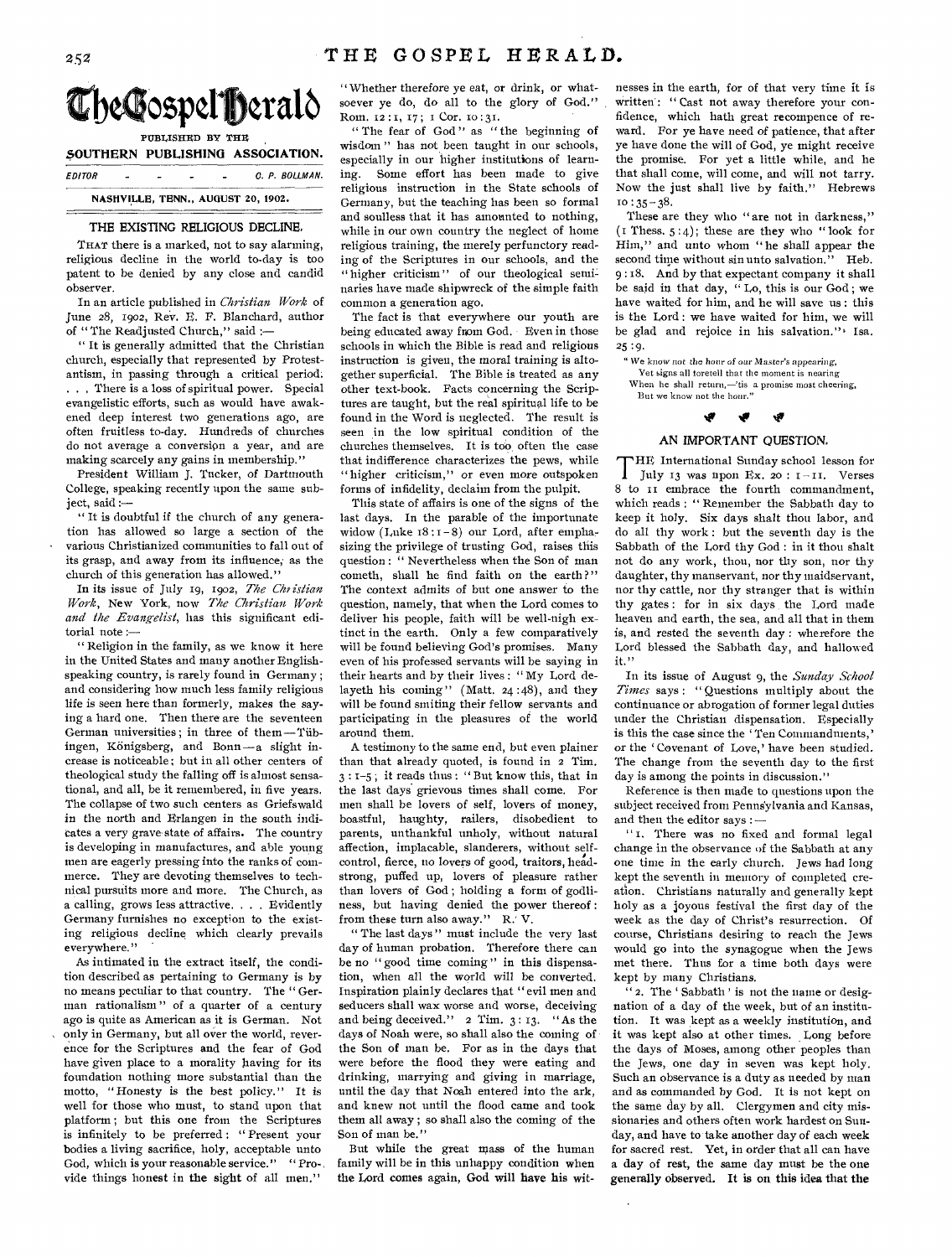# The Gospel Herald

PUBLISHED BY THE

SOUTHERN PUBLISHING ASSOCIATION.

EDITOR - - - - - C. P. BOLLMAN.

NASHVILLE, TENN., AUGUST 20, 1902.

## THE EXISTING RELIGIOUS DECLINE.

THAT there is a marked, not to say alarming, religious decline in the world to-day is too patent to be denied by any close and candid observer.

In an article published in *Christian Work* of June 28, 1902, Rev. E. F. Blanchard, author of "The Readjusted Church," said :—

"It is generally admitted that the Christian church, especially that represented by Protestantism, in passing through a critical period. . . . There is a loss of spiritual power. Special evangelistic efforts, such as would have awakened deep interest two generations ago, are often fruitless to-day. Hundreds of churches do not average a conversion a year, and are making scarcely any gains in membership."

President William J. Tucker, of Dartmouth College, speaking recently upon the same subject, said :—

"It is doubtful if the church of any generation has allowed so large a section of the various Christianized communities to fall out of its grasp, and away from its influence, as the church of this generation has allowed."

In its issue of July 19, 1902, *The Christian Work*, New York, now *The Christian Work and the Evangelist*, has this significant editorial note :—

"Religion in the family, as we know it here in the United States and many another English-speaking country, is rarely found in Germany; and considering how much less family religious life is seen here than formerly, makes the saying a hard one. Then there are the seventeen German universities; in three of them—Tübingen, Königsberg, and Bonn—a slight increase is noticeable; but in all other centers of theological study the falling off is almost sensational, and all, be it remembered, in five years. The collapse of two such centers as Griefswald in the north and Erlangen in the south indicates a very grave state of affairs. The country is developing in manufactures, and able young men are eagerly pressing into the ranks of commerce. They are devoting themselves to technical pursuits more and more. The Church, as a calling, grows less attractive. . . . Evidently Germany furnishes no exception to the existing religious decline which clearly prevails everywhere."

As intimated in the extract itself, the condition described as pertaining to Germany is by no means peculiar to that country. The "German rationalism" of a quarter of a century ago is quite as American as it is German. Not only in Germany, but all over the world, reverence for the Scriptures and the fear of God have given place to a morality having for its foundation nothing more substantial than the motto, "Honesty is the best policy." It is well for those who must, to stand upon that platform; but this one from the Scriptures is infinitely to be preferred: "Present your bodies a living sacrifice, holy, acceptable unto God, which is your reasonable service." "Provide things honest in the sight of all men." "Whether therefore ye eat, or drink, or whatsoever ye do, do all to the glory of God." Rom. 12:1, 17; 1 Cor. 10:31.

"The fear of God" as "the beginning of wisdom" has not been taught in our schools, especially in our higher institutions of learning. Some effort has been made to give religious instruction in the State schools of Germany, but the teaching has been so formal and soulless that it has amounted to nothing, while in our own country the neglect of home religious training, the merely perfunctory reading of the Scriptures in our schools, and the "higher criticism" of our theological seminaries have made shipwreck of the simple faith common a generation ago.

The fact is that everywhere our youth are being educated away from God. Even in those schools in which the Bible is read and religious instruction is given, the moral training is altogether superficial. The Bible is treated as any other text-book. Facts concerning the Scriptures are taught, but the real spiritual life to be found in the Word is neglected. The result is seen in the low spiritual condition of the churches themselves. It is too often the case that indifference characterizes the pews, while "higher criticism," or even more outspoken forms of infidelity, declaim from the pulpit.

This state of affairs is one of the signs of the last days. In the parable of the importunate widow (Luke 18:1-8) our Lord, after emphasizing the privilege of trusting God, raises this question: "Nevertheless when the Son of man cometh, shall he find faith on the earth?" The context admits of but one answer to the question, namely, that when the Lord comes to deliver his people, faith will be well-nigh extinct in the earth. Only a few comparatively will be found believing God's promises. Many even of his professed servants will be saying in their hearts and by their lives: "My Lord delayeth his coming" (Matt. 24:48), and they will be found smiting their fellow servants and participating in the pleasures of the world around them.

A testimony to the same end, but even plainer than that already quoted, is found in 2 Tim. 3:1-5; it reads thus: "But know this, that in the last days grievous times shall come. For men shall be lovers of self, lovers of money, boastful, haughty, railers, disobedient to parents, unthankful unholy, without natural affection, implacable, slanderers, without self-control, fierce, no lovers of good, traitors, headstrong, puffed up, lovers of pleasure rather than lovers of God; holding a form of godliness, but having denied the power thereof: from these turn also away." R. V.

"The last days" must include the very last day of human probation. Therefore there can be no "good time coming" in this dispensation, when all the world will be converted. Inspiration plainly declares that "evil men and seducers shall wax worse and worse, deceiving and being deceived." 2 Tim. 3:13. "As the days of Noah were, so shall also the coming of the Son of man be. For as in the days that were before the flood they were eating and drinking, marrying and giving in marriage, until the day that Noah entered into the ark, and knew not until the flood came and took them all away; so shall also the coming of the Son of man be."

But while the great mass of the human family will be in this unhappy condition when the Lord comes again, God will have his witnesses in the earth, for of that very time it is written: "Cast not away therefore your confidence, which hath great recompence of reward. For ye have need of patience, that after ye have done the will of God, ye might receive the promise. For yet a little while, and he that shall come, will come, and will not tarry. Now the just shall live by faith." Hebrews 10:35-38.

These are they who "are not in darkness," (1 Thess. 5:4); these are they who "look for Him," and unto whom "he shall appear the second time without sin unto salvation." Heb. 9:18. And by that expectant company it shall be said in that day, "Lo, this is our God; we have waited for him, and he will save us: this is the Lord: we have waited for him, we will be glad and rejoice in his salvation." Isa. 25:9.

"We know not the hour of our Master's appearing,
Yet signs all foretell that the moment is nearing
When he shall return,—'tis a promise most cheering,
But we know not the hour."

## AN IMPORTANT QUESTION.

THE International Sunday school lesson for July 13 was upon Ex. 20: 1-11. Verses 8 to 11 embrace the fourth commandment, which reads: "Remember the Sabbath day to keep it holy. Six days shalt thou labor, and do all thy work: but the seventh day is the Sabbath of the Lord thy God: in it thou shalt not do any work, thou, nor thy son, nor thy daughter, thy manservant, nor thy maidservant, nor thy cattle, nor thy stranger that is within thy gates: for in six days the Lord made heaven and earth, the sea, and all that in them is, and rested the seventh day: wherefore the Lord blessed the Sabbath day, and hallowed it."

In its issue of August 9, the *Sunday School Times* says: "Questions multiply about the continuance or abrogation of former legal duties under the Christian dispensation. Especially is this the case since the 'Ten Commandments,' or the 'Covenant of Love,' have been studied. The change from the seventh day to the first day is among the points in discussion."

Reference is then made to questions upon the subject received from Pennsylvania and Kansas, and then the editor says:—

"1. There was no fixed and formal legal change in the observance of the Sabbath at any one time in the early church. Jews had long kept the seventh in memory of completed creation. Christians naturally and generally kept holy as a joyous festival the first day of the week as the day of Christ's resurrection. Of course, Christians desiring to reach the Jews would go into the synagogue when the Jews met there. Thus for a time both days were kept by many Christians.

"2. The 'Sabbath' is not the name or designation of a day of the week, but of an institution. It was kept as a weekly institution, and it was kept also at other times. Long before the days of Moses, among other peoples than the Jews, one day in seven was kept holy. Such an observance is a duty as needed by man and as commanded by God. It is not kept on the same day by all. Clergymen and city missionaries and others often work hardest on Sunday, and have to take another day of each week for sacred rest. Yet, in order that all can have a day of rest, the same day must be the one generally observed. It is on this idea that the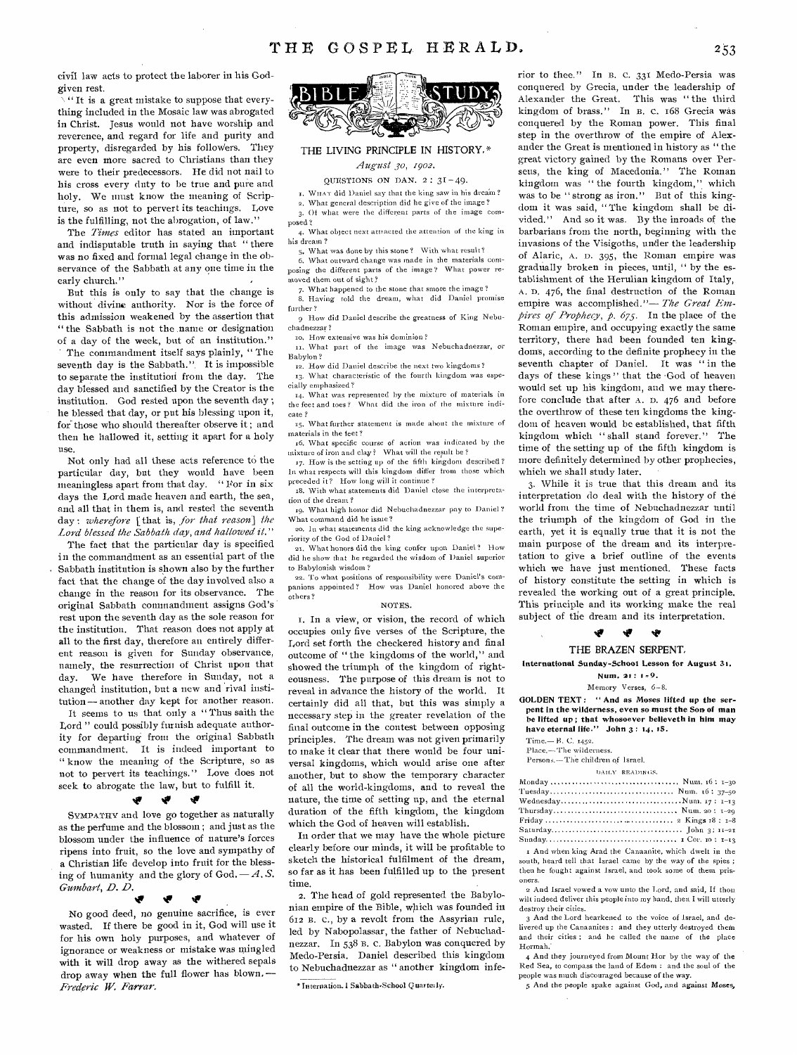civil law acts to protect the laborer in his God-given rest.

"It is a great mistake to suppose that everything included in the Mosaic law was abrogated in Christ. Jesus would not have worship and reverence, and regard for life and purity and property, disregarded by his followers. They are even more sacred to Christians than they were to their predecessors. He did not nail to his cross every duty to be true and pure and holy. We must know the meaning of Scripture, so as not to pervert its teachings. Love is the fulfilling, not the abrogation, of law."

The *Times* editor has stated an important and indisputable truth in saying that "there was no fixed and formal legal change in the observance of the Sabbath at any one time in the early church."

But this is only to say that the change is without divine authority. Nor is the force of this admission weakened by the assertion that "the Sabbath is not the name or designation of a day of the week, but of an institution."

The commandment itself says plainly, "The seventh day is the Sabbath." It is impossible to separate the institution from the day. The day blessed and sanctified by the Creator is the institution. God rested upon the seventh day; he blessed that day, or put his blessing upon it, for those who should thereafter observe it; and then he hallowed it, setting it apart for a holy use.

Not only had all these acts reference to the particular day, but they would have been meaningless apart from that day. "For in six days the Lord made heaven and earth, the sea, and all that in them is, and rested the seventh day: *wherefore* [that is, *for that reason*] *the Lord blessed the Sabbath day, and hallowed it.*"

The fact that the particular day is specified in the commandment as an essential part of the Sabbath institution is shown also by the further fact that the change of the day involved also a change in the reason for its observance. The original Sabbath commandment assigns God's rest upon the seventh day as the sole reason for the institution. That reason does not apply at all to the first day, therefore an entirely different reason is given for Sunday observance, namely, the resurrection of Christ upon that day. We have therefore in Sunday, not a changed institution, but a new and rival institution — another day kept for another reason.

It seems to us that only a "Thus saith the Lord" could possibly furnish adequate authority for departing from the original Sabbath commandment. It is indeed important to "know the meaning of the Scripture, so as not to pervert its teachings." Love does not seek to abrogate the law, but to fulfill it.

SYMPATHY and love go together as naturally as the perfume and the blossom; and just as the blossom under the influence of nature's forces ripens into fruit, so the love and sympathy of a Christian life develop into fruit for the blessing of humanity and the glory of God. — *A. S. Gumbart, D. D.*

No good deed, no genuine sacrifice, is ever wasted. If there be good in it, God will use it for his own holy purposes, and whatever of ignorance or weakness or mistake was mingled with it will drop away as the withered sepals drop away when the full flower has blown. — *Frederic W. Farrar.*

# BIBLE STUDY

## THE LIVING PRINCIPLE IN HISTORY.*

*August 30, 1902.*

QUESTIONS ON DAN. 2: 31-49.

1. WHAT did Daniel say that the king saw in his dream?
2. What general description did he give of the image?
3. Of what were the different parts of the image composed?
4. What object next attracted the attention of the king in his dream?
5. What was done by this stone? With what result?
6. What outward change was made in the materials composing the different parts of the image? What power removed them out of sight?
7. What happened to the stone that smote the image?
8. Having told the dream, what did Daniel promise further?
9. How did Daniel describe the greatness of King Nebuchadnezzar?
10. How extensive was his dominion?
11. What part of the image was Nebuchadnezzar, or Babylon?
12. How did Daniel describe the next two kingdoms?
13. What characteristic of the fourth kingdom was especially emphasized?
14. What was represented by the mixture of materials in the feet and toes? What did the iron of the mixture indicate?
15. What further statement is made about the mixture of materials in the feet?
16. What specific course of action was indicated by the mixture of iron and clay? What will the result be?
17. How is the setting up of the fifth kingdom described? In what respects will this kingdom differ from those which preceded it? How long will it continue?
18. With what statements did Daniel close the interpretation of the dream?
19. What high honor did Nebuchadnezzar pay to Daniel? What command did he issue?
20. In what statements did the king acknowledge the superiority of the God of Daniel?
21. What honors did the king confer upon Daniel? How did he show that he regarded the wisdom of Daniel superior to Babylonish wisdom?
22. To what positions of responsibility were Daniel's companions appointed? How was Daniel honored above the others?

NOTES.

1. In a view, or vision, the record of which occupies only five verses of the Scripture, the Lord set forth the checkered history and final outcome of "the kingdoms of the world," and showed the triumph of the kingdom of righteousness. The purpose of this dream is not to reveal in advance the history of the world. It certainly did all that, but this was simply a necessary step in the greater revelation of the final outcome in the contest between opposing principles. The dream was not given primarily to make it clear that there would be four universal kingdoms, which would arise one after another, but to show the temporary character of all the world-kingdoms, and to reveal the nature, the time of setting up, and the eternal duration of the fifth kingdom, the kingdom which the God of heaven will establish.

In order that we may have the whole picture clearly before our minds, it will be profitable to sketch the historical fulfilment of the dream, so far as it has been fulfilled up to the present time.

2. The head of gold represented the Babylonian empire of the Bible, which was founded in 612 B. C., by a revolt from the Assyrian rule, led by Nabopolassar, the father of Nebuchadnezzar. In 538 B. C. Babylon was conquered by Medo-Persia. Daniel described this kingdom to Nebuchadnezzar as "another kingdom inferior to thee." In B. C. 331 Medo-Persia was conquered by Grecia, under the leadership of Alexander the Great. This was "the third kingdom of brass." In B. C. 168 Grecia was conquered by the Roman power. This final step in the overthrow of the empire of Alexander the Great is mentioned in history as "the great victory gained by the Romans over Perseus, the king of Macedonia." The Roman kingdom was "the fourth kingdom," which was to be "strong as iron." But of this kingdom it was said, "The kingdom shall be divided." And so it was. By the inroads of the barbarians from the north, beginning with the invasions of the Visigoths, under the leadership of Alaric, A. D. 395, the Roman empire was gradually broken in pieces, until, "by the establishment of the Herulian kingdom of Italy, A. D. 476, the final destruction of the Roman empire was accomplished."— *The Great Empires of Prophecy, p. 675.* In the place of the Roman empire, and occupying exactly the same territory, there had been founded ten kingdoms, according to the definite prophecy in the seventh chapter of Daniel. It was "in the days of these kings" that the God of heaven would set up his kingdom, and we may therefore conclude that after A. D. 476 and before the overthrow of these ten kingdoms the kingdom of heaven would be established, that fifth kingdom which "shall stand forever." The time of the setting up of the fifth kingdom is more definitely determined by other prophecies, which we shall study later.

3. While it is true that this dream and its interpretation do deal with the history of the world from the time of Nebuchadnezzar until the triumph of the kingdom of God in the earth, yet it is equally true that it is not the main purpose of the dream and its interpretation to give a brief outline of the events which we have just mentioned. These facts of history constitute the setting in which is revealed the working out of a great principle. This principle and its working make the real subject of the dream and its interpretation.

\* International Sabbath-School Quarterly.

## THE BRAZEN SERPENT.

**International Sunday-School Lesson for August 31.**

**Num. 21: 1-9.**

Memory Verses, 6-8.

**GOLDEN TEXT: "And as Moses lifted up the serpent in the wilderness, even so must the Son of man be lifted up; that whosoever believeth in him may have eternal life." John 3: 14, 15.**

Time.— B. C. 1452.

Place.— The wilderness.

Persons.— The children of Israel.

DAILY READINGS.

| | |
|---|---|
| Monday | Num. 16: 1-30 |
| Tuesday | Num. 16: 37-50 |
| Wednesday | Num. 17: 1-13 |
| Thursday | Num. 20: 1-29 |
| Friday | 2 Kings 18: 1-8 |
| Saturday | John 3: 11-21 |
| Sunday | 1 Cor. 10: 1-13 |

1 And when king Arad the Canaanite, which dwelt in the south, heard tell that Israel came by the way of the spies; then he fought against Israel, and took some of them prisoners.

2 And Israel vowed a vow unto the Lord, and said, If thou wilt indeed deliver this people into my hand, then I will utterly destroy their cities.

3 And the Lord hearkened to the voice of Israel, and delivered up the Canaanites: and they utterly destroyed them and their cities: and he called the name of the place Hormah.

4 And they journeyed from Mount Hor by the way of the Red Sea, to compass the land of Edom: and the soul of the people was much discouraged because of the way.

5 And the people spake against God, and against Moses,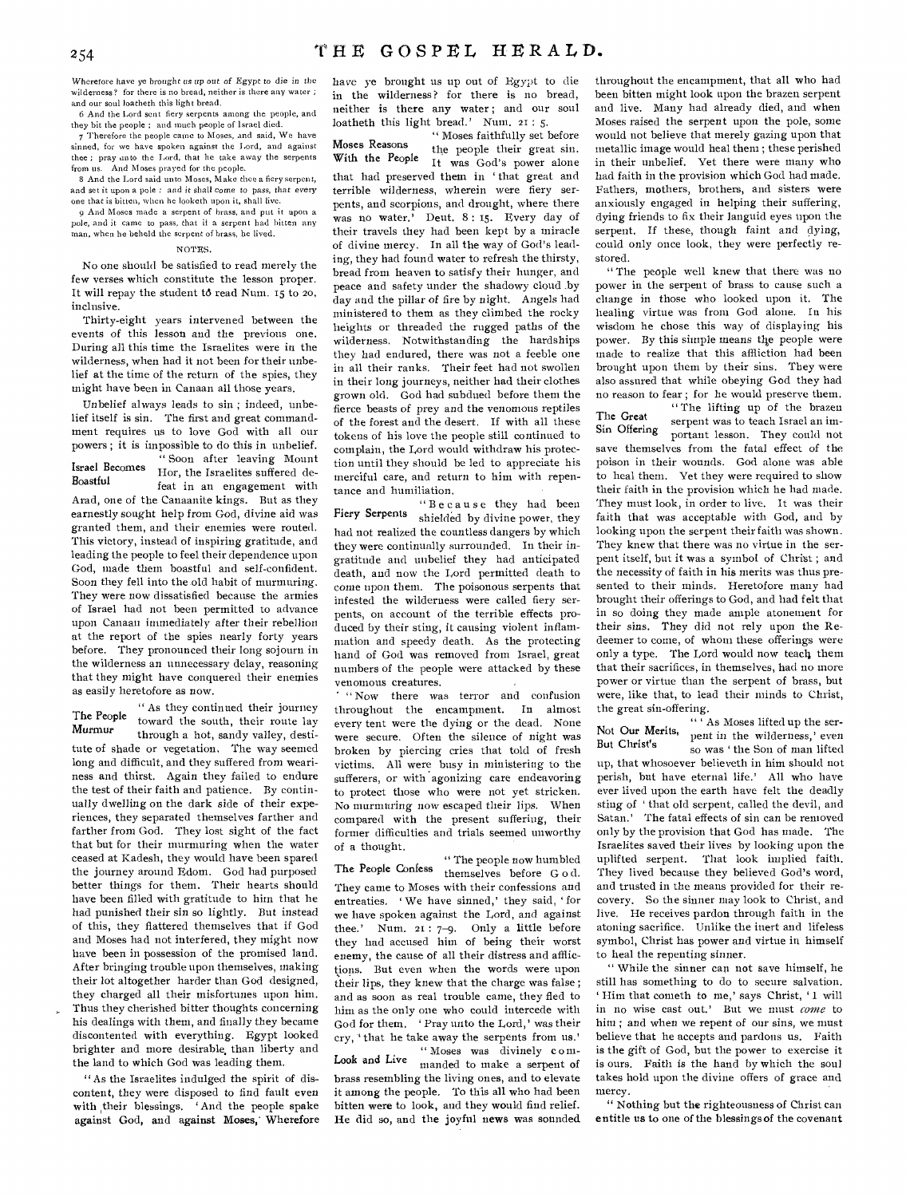Wherefore have ye brought us up out of Egypt to die in the wilderness? for there is no bread, neither is there any water; and our soul loatheth this light bread.

6 And the Lord sent fiery serpents among the people, and they bit the people; and much people of Israel died.

7 Therefore the people came to Moses, and said, We have sinned, for we have spoken against the Lord, and against thee; pray unto the Lord, that he take away the serpents from us. And Moses prayed for the people.

8 And the Lord said unto Moses, Make thee a fiery serpent, and set it upon a pole: and it shall come to pass, that every one that is bitten, when he looketh upon it, shall live.

9 And Moses made a serpent of brass, and put it upon a pole, and it came to pass, that if a serpent had bitten any man, when he beheld the serpent of brass, he lived.

NOTES.

No one should be satisfied to read merely the few verses which constitute the lesson proper. It will repay the student to read Num. 15 to 20, inclusive.

Thirty-eight years intervened between the events of this lesson and the previous one. During all this time the Israelites were in the wilderness, when had it not been for their unbelief at the time of the return of the spies, they might have been in Canaan all those years.

Unbelief always leads to sin; indeed, unbelief itself is sin. The first and great commandment requires us to love God with all our powers; it is impossible to do this in unbelief.

**Israel Becomes Boastful**

"Soon after leaving Mount Hor, the Israelites suffered defeat in an engagement with Arad, one of the Canaanite kings. But as they earnestly sought help from God, divine aid was granted them, and their enemies were routed. This victory, instead of inspiring gratitude, and leading the people to feel their dependence upon God, made them boastful and self-confident. Soon they fell into the old habit of murmuring. They were now dissatisfied because the armies of Israel had not been permitted to advance upon Canaan immediately after their rebellion at the report of the spies nearly forty years before. They pronounced their long sojourn in the wilderness an unnecessary delay, reasoning that they might have conquered their enemies as easily heretofore as now.

**The People Murmur**

"As they continued their journey toward the south, their route lay through a hot, sandy valley, destitute of shade or vegetation. The way seemed long and difficult, and they suffered from weariness and thirst. Again they failed to endure the test of their faith and patience. By continually dwelling on the dark side of their experiences, they separated themselves farther and farther from God. They lost sight of the fact that but for their murmuring when the water ceased at Kadesh, they would have been spared the journey around Edom. God had purposed better things for them. Their hearts should have been filled with gratitude to him that he had punished their sin so lightly. But instead of this, they flattered themselves that if God and Moses had not interfered, they might now have been in possession of the promised land. After bringing trouble upon themselves, making their lot altogether harder than God designed, they charged all their misfortunes upon him. Thus they cherished bitter thoughts concerning his dealings with them, and finally they became discontented with everything. Egypt looked brighter and more desirable than liberty and the land to which God was leading them.

"As the Israelites indulged the spirit of discontent, they were disposed to find fault even with their blessings. 'And the people spake against God, and against Moses, Wherefore have ye brought us up out of Egypt to die in the wilderness? for there is no bread, neither is there any water; and our soul loatheth this light bread.' Num. 21: 5.

**Moses Reasons With the People**

"Moses faithfully set before the people their great sin. It was God's power alone that had preserved them in 'that great and terrible wilderness, wherein were fiery serpents, and scorpions, and drought, where there was no water.' Deut. 8: 15. Every day of their travels they had been kept by a miracle of divine mercy. In all the way of God's leading, they had found water to refresh the thirsty, bread from heaven to satisfy their hunger, and peace and safety under the shadowy cloud by day and the pillar of fire by night. Angels had ministered to them as they climbed the rocky heights or threaded the rugged paths of the wilderness. Notwithstanding the hardships they had endured, there was not a feeble one in all their ranks. Their feet had not swollen in their long journeys, neither had their clothes grown old. God had subdued before them the fierce beasts of prey and the venomous reptiles of the forest and the desert. If with all these tokens of his love the people still continued to complain, the Lord would withdraw his protection until they should be led to appreciate his merciful care, and return to him with repentance and humiliation.

**Fiery Serpents**

"Because they had been shielded by divine power, they had not realized the countless dangers by which they were continually surrounded. In their ingratitude and unbelief they had anticipated death, and now the Lord permitted death to come upon them. The poisonous serpents that infested the wilderness were called fiery serpents, on account of the terrible effects produced by their sting, it causing violent inflammation and speedy death. As the protecting hand of God was removed from Israel, great numbers of the people were attacked by these venomous creatures.

"Now there was terror and confusion throughout the encampment. In almost every tent were the dying or the dead. None were secure. Often the silence of night was broken by piercing cries that told of fresh victims. All were busy in ministering to the sufferers, or with agonizing care endeavoring to protect those who were not yet stricken. No murmuring now escaped their lips. When compared with the present suffering, their former difficulties and trials seemed unworthy of a thought.

**The People Confess**

"The people now humbled themselves before God. They came to Moses with their confessions and entreaties. 'We have sinned,' they said, 'for we have spoken against the Lord, and against thee.' Num. 21: 7-9. Only a little before they had accused him of being their worst enemy, the cause of all their distress and afflictions. But even when the words were upon their lips, they knew that the charge was false; and as soon as real trouble came, they fled to him as the only one who could intercede with God for them. 'Pray unto the Lord,' was their cry, 'that he take away the serpents from us.'

**Look and Live**

"Moses was divinely commanded to make a serpent of brass resembling the living ones, and to elevate it among the people. To this all who had been bitten were to look, and they would find relief. He did so, and the joyful news was sounded throughout the encampment, that all who had been bitten might look upon the brazen serpent and live. Many had already died, and when Moses raised the serpent upon the pole, some would not believe that merely gazing upon that metallic image would heal them; these perished in their unbelief. Yet there were many who had faith in the provision which God had made. Fathers, mothers, brothers, and sisters were anxiously engaged in helping their suffering, dying friends to fix their languid eyes upon the serpent. If these, though faint and dying, could only once look, they were perfectly restored.

"The people well knew that there was no power in the serpent of brass to cause such a change in those who looked upon it. The healing virtue was from God alone. In his wisdom he chose this way of displaying his power. By this simple means the people were made to realize that this affliction had been brought upon them by their sins. They were also assured that while obeying God they had no reason to fear; for he would preserve them.

**The Great Sin Offering**

"The lifting up of the brazen serpent was to teach Israel an important lesson. They could not save themselves from the fatal effect of the poison in their wounds. God alone was able to heal them. Yet they were required to show their faith in the provision which he had made. They must look, in order to live. It was their faith that was acceptable with God, and by looking upon the serpent their faith was shown. They knew that there was no virtue in the serpent itself, but it was a symbol of Christ; and the necessity of faith in his merits was thus presented to their minds. Heretofore many had brought their offerings to God, and had felt that in so doing they made ample atonement for their sins. They did not rely upon the Redeemer to come, of whom these offerings were only a type. The Lord would now teach them that their sacrifices, in themselves, had no more power or virtue than the serpent of brass, but were, like that, to lead their minds to Christ, the great sin-offering.

**Not Our Merits, But Christ's**

"'As Moses lifted up the serpent in the wilderness,' even so was 'the Son of man lifted up, that whosoever believeth in him should not perish, but have eternal life.' All who have ever lived upon the earth have felt the deadly sting of 'that old serpent, called the devil, and Satan.' The fatal effects of sin can be removed only by the provision that God has made. The Israelites saved their lives by looking upon the uplifted serpent. That look implied faith. They lived because they believed God's word, and trusted in the means provided for their recovery. So the sinner may look to Christ, and live. He receives pardon through faith in the atoning sacrifice. Unlike the inert and lifeless symbol, Christ has power and virtue in himself to heal the repenting sinner.

"While the sinner can not save himself, he still has something to do to secure salvation. 'Him that cometh to me,' says Christ, 'I will in no wise cast out.' But we must *come* to him; and when we repent of our sins, we must believe that he accepts and pardons us. Faith is the gift of God, but the power to exercise it is ours. Faith is the hand by which the soul takes hold upon the divine offers of grace and mercy.

"Nothing but the righteousness of Christ can entitle us to one of the blessings of the covenant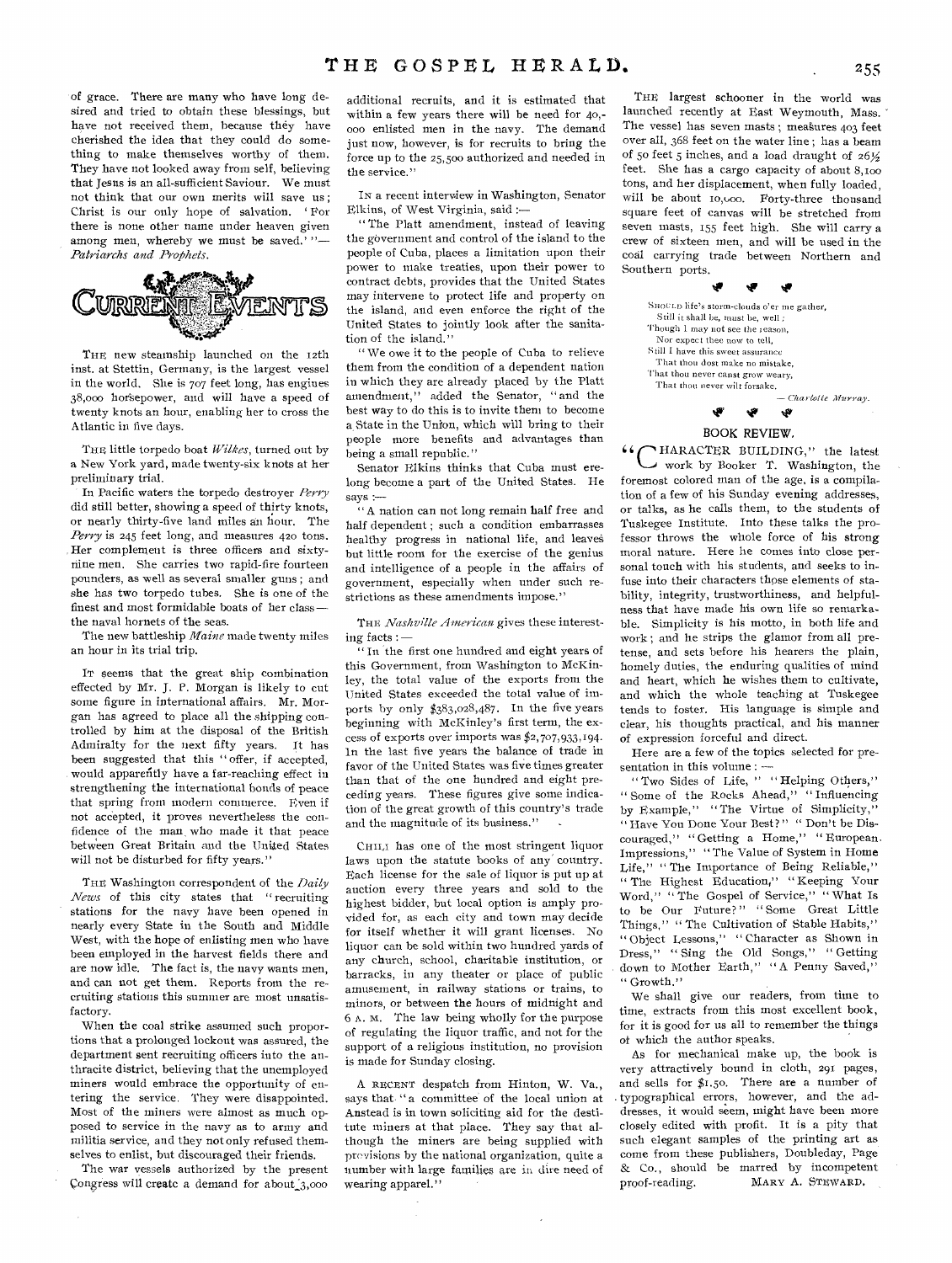of grace. There are many who have long desired and tried to obtain these blessings, but have not received them, because they have cherished the idea that they could do something to make themselves worthy of them. They have not looked away from self, believing that Jesus is an all-sufficient Saviour. We must not think that our own merits will save us; Christ is our only hope of salvation. 'For there is none other name under heaven given among men, whereby we must be saved.'"—*Patriarchs and Prophets.*

## CURRENT EVENTS

THE new steamship launched on the 12th inst. at Stettin, Germany, is the largest vessel in the world. She is 707 feet long, has engines 38,000 horsepower, and will have a speed of twenty knots an hour, enabling her to cross the Atlantic in five days.

THE little torpedo boat *Wilkes*, turned out by a New York yard, made twenty-six knots at her preliminary trial.

In Pacific waters the torpedo destroyer *Perry* did still better, showing a speed of thirty knots, or nearly thirty-five land miles an hour. The *Perry* is 245 feet long, and measures 420 tons. Her complement is three officers and sixty-nine men. She carries two rapid-fire fourteen pounders, as well as several smaller guns; and she has two torpedo tubes. She is one of the finest and most formidable boats of her class—the naval hornets of the seas.

The new battleship *Maine* made twenty miles an hour in its trial trip.

IT seems that the great ship combination effected by Mr. J. P. Morgan is likely to cut some figure in international affairs. Mr. Morgan has agreed to place all the shipping controlled by him at the disposal of the British Admiralty for the next fifty years. It has been suggested that this "offer, if accepted, would apparently have a far-reaching effect in strengthening the international bonds of peace that spring from modern commerce. Even if not accepted, it proves nevertheless the confidence of the man who made it that peace between Great Britain and the United States will not be disturbed for fifty years."

THE Washington correspondent of the *Daily News* of this city states that "recruiting stations for the navy have been opened in nearly every State in the South and Middle West, with the hope of enlisting men who have been employed in the harvest fields there and are now idle. The fact is, the navy wants men, and can not get them. Reports from the recruiting stations this summer are most unsatisfactory.

When the coal strike assumed such proportions that a prolonged lockout was assured, the department sent recruiting officers into the anthracite district, believing that the unemployed miners would embrace the opportunity of entering the service. They were disappointed. Most of the miners were almost as much opposed to service in the navy as to army and militia service, and they not only refused themselves to enlist, but discouraged their friends.

The war vessels authorized by the present Congress will create a demand for about 3,000 additional recruits, and it is estimated that within a few years there will be need for 40,000 enlisted men in the navy. The demand just now, however, is for recruits to bring the force up to the 25,500 authorized and needed in the service."

IN a recent interview in Washington, Senator Elkins, of West Virginia, said:—

"The Platt amendment, instead of leaving the government and control of the island to the people of Cuba, places a limitation upon their power to make treaties, upon their power to contract debts, provides that the United States may intervene to protect life and property on the island, and even enforce the right of the United States to jointly look after the sanitation of the island."

"We owe it to the people of Cuba to relieve them from the condition of a dependent nation in which they are already placed by the Platt amendment," added the Senator, "and the best way to do this is to invite them to become a State in the Union, which will bring to their people more benefits and advantages than being a small republic."

Senator Elkins thinks that Cuba must erelong become a part of the United States. He says:—

"A nation can not long remain half free and half dependent; such a condition embarrasses healthy progress in national life, and leaves but little room for the exercise of the genius and intelligence of a people in the affairs of government, especially when under such restrictions as these amendments impose."

THE *Nashville American* gives these interesting facts:—

"In the first one hundred and eight years of this Government, from Washington to McKinley, the total value of the exports from the United States exceeded the total value of imports by only $383,028,487. In the five years beginning with McKinley's first term, the excess of exports over imports was $2,707,933,194. In the last five years the balance of trade in favor of the United States was five times greater than that of the one hundred and eight preceding years. These figures give some indication of the great growth of this country's trade and the magnitude of its business."

CHILI has one of the most stringent liquor laws upon the statute books of any country. Each license for the sale of liquor is put up at auction every three years and sold to the highest bidder, but local option is amply provided for, as each city and town may decide for itself whether it will grant licenses. No liquor can be sold within two hundred yards of any church, school, charitable institution, or barracks, in any theater or place of public amusement, in railway stations or trains, to minors, or between the hours of midnight and 6 A. M. The law being wholly for the purpose of regulating the liquor traffic, and not for the support of a religious institution, no provision is made for Sunday closing.

A RECENT despatch from Hinton, W. Va., says that "a committee of the local union at Anstead is in town soliciting aid for the destitute miners at that place. They say that although the miners are being supplied with provisions by the national organization, quite a number with large families are in dire need of wearing apparel."

THE largest schooner in the world was launched recently at East Weymouth, Mass. The vessel has seven masts; measures 403 feet over all, 368 feet on the water line; has a beam of 50 feet 5 inches, and a load draught of 26½ feet. She has a cargo capacity of about 8,100 tons, and her displacement, when fully loaded, will be about 10,000. Forty-three thousand square feet of canvas will be stretched from seven masts, 155 feet high. She will carry a crew of sixteen men, and will be used in the coal carrying trade between Northern and Southern ports.

SHOULD life's storm-clouds o'er me gather,  
Still it shall be, must be, well;  
Though I may not see the reason,  
Nor expect thee now to tell,  
Still I have this sweet assurance  
That thou dost make no mistake,  
That thou never canst grow weary,  
That thou never wilt forsake.

—*Charlotte Murray.*

## BOOK REVIEW.

"CHARACTER BUILDING," the latest work by Booker T. Washington, the foremost colored man of the age, is a compilation of a few of his Sunday evening addresses, or talks, as he calls them, to the students of Tuskegee Institute. Into these talks the professor throws the whole force of his strong moral nature. Here he comes into close personal touch with his students, and seeks to infuse into their characters those elements of stability, integrity, trustworthiness, and helpfulness that have made his own life so remarkable. Simplicity is his motto, in both life and work; and he strips the glamor from all pretense, and sets before his hearers the plain, homely duties, the enduring qualities of mind and heart, which he wishes them to cultivate, and which the whole teaching at Tuskegee tends to foster. His language is simple and clear, his thoughts practical, and his manner of expression forceful and direct.

Here are a few of the topics selected for presentation in this volume:—

"Two Sides of Life," "Helping Others," "Some of the Rocks Ahead," "Influencing by Example," "The Virtue of Simplicity," "Have You Done Your Best?" "Don't be Discouraged," "Getting a Home," "European Impressions," "The Value of System in Home Life," "The Importance of Being Reliable," "The Highest Education," "Keeping Your Word," "The Gospel of Service," "What Is to be Our Future?" "Some Great Little Things," "The Cultivation of Stable Habits," "Object Lessons," "Character as Shown in Dress," "Sing the Old Songs," "Getting down to Mother Earth," "A Penny Saved," "Growth."

We shall give our readers, from time to time, extracts from this most excellent book, for it is good for us all to remember the things of which the author speaks.

As for mechanical make up, the book is very attractively bound in cloth, 291 pages, and sells for $1.50. There are a number of typographical errors, however, and the addresses, it would seem, might have been more closely edited with profit. It is a pity that such elegant samples of the printing art as come from these publishers, Doubleday, Page & Co., should be marred by incompetent proof-reading. MARY A. STEWARD.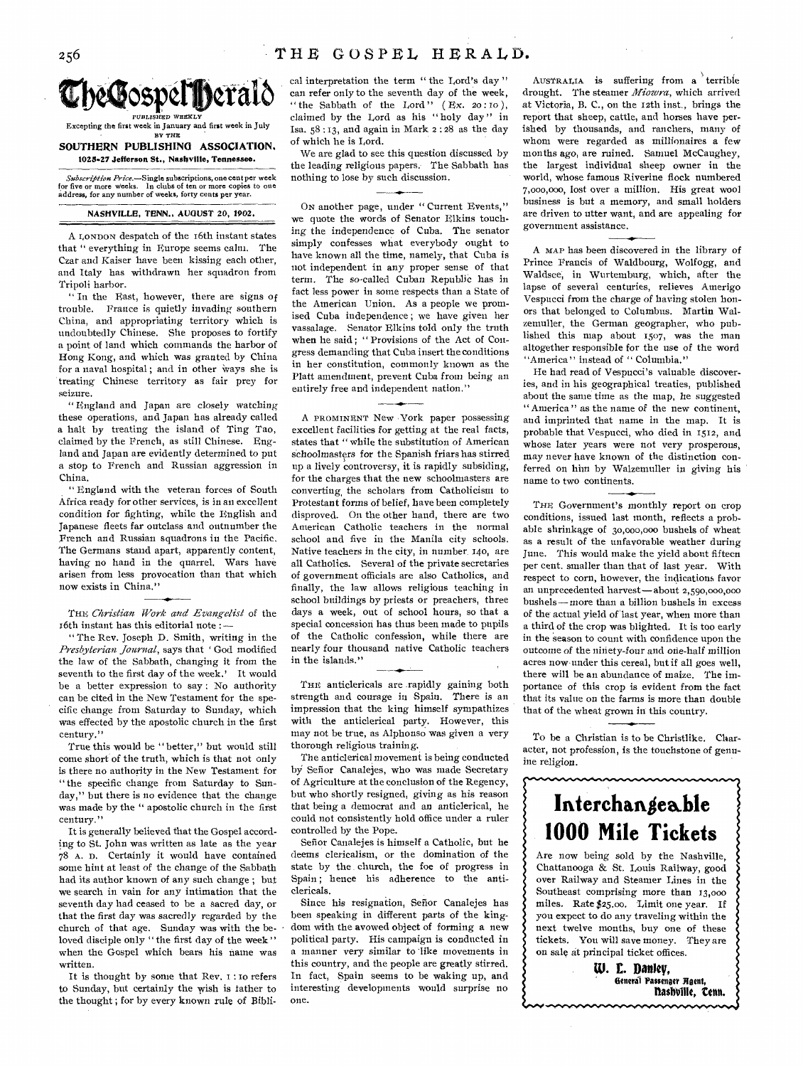# The Gospel Herald

PUBLISHED WEEKLY

Excepting the first week in January and first week in July

BY THE

**SOUTHERN PUBLISHING ASSOCIATION,**

**1025-27 Jefferson St., Nashville, Tennessee.**

*Subscription Price.*—Single subscriptions, one cent per week for five or more weeks. In clubs of ten or more copies to one address, for any number of weeks, forty cents per year.

**NASHVILLE, TENN., AUGUST 20, 1902.**

A LONDON despatch of the 16th instant states that "everything in Europe seems calm. The Czar and Kaiser have been kissing each other, and Italy has withdrawn her squadron from Tripoli harbor.

"In the East, however, there are signs of trouble. France is quietly invading southern China, and appropriating territory which is undoubtedly Chinese. She proposes to fortify a point of land which commands the harbor of Hong Kong, and which was granted by China for a naval hospital; and in other ways she is treating Chinese territory as fair prey for seizure.

"England and Japan are closely watching these operations, and Japan has already called a halt by treating the island of Ting Tao, claimed by the French, as still Chinese. England and Japan are evidently determined to put a stop to French and Russian aggression in China.

"England with the veteran forces of South Africa ready for other services, is in an excellent condition for fighting, while the English and Japanese fleets far outclass and outnumber the French and Russian squadrons in the Pacific. The Germans stand apart, apparently content, having no hand in the quarrel. Wars have arisen from less provocation than that which now exists in China."

THE *Christian Work and Evangelist* of the 16th instant has this editorial note:—

"The Rev. Joseph D. Smith, writing in the *Presbyterian Journal*, says that 'God modified the law of the Sabbath, changing it from the seventh to the first day of the week.' It would be a better expression to say: No authority can be cited in the New Testament for the specific change from Saturday to Sunday, which was effected by the apostolic church in the first century."

True this would be "better," but would still come short of the truth, which is that not only is there no authority in the New Testament for "the specific change from Saturday to Sunday," but there is no evidence that the change was made by the "apostolic church in the first century."

It is generally believed that the Gospel according to St. John was written as late as the year 78 A. D. Certainly it would have contained some hint at least of the change of the Sabbath had its author known of any such change; but we search in vain for any intimation that the seventh day had ceased to be a sacred day, or that the first day was sacredly regarded by the church of that age. Sunday was with the beloved disciple only "the first day of the week" when the Gospel which bears his name was written.

It is thought by some that Rev. 1:10 refers to Sunday, but certainly the wish is father to the thought; for by every known rule of Biblical interpretation the term "the Lord's day" can refer only to the seventh day of the week, "the Sabbath of the Lord" (Ex. 20:10), claimed by the Lord as his "holy day" in Isa. 58:13, and again in Mark 2:28 as the day of which he is Lord.

We are glad to see this question discussed by the leading religious papers. The Sabbath has nothing to lose by such discussion.

ON another page, under "Current Events," we quote the words of Senator Elkins touching the independence of Cuba. The senator simply confesses what everybody ought to have known all the time, namely, that Cuba is not independent in any proper sense of that term. The so-called Cuban Republic has in fact less power in some respects than a State of the American Union. As a people we promised Cuba independence; we have given her vassalage. Senator Elkins told only the truth when he said; "Provisions of the Act of Congress demanding that Cuba insert the conditions in her constitution, commonly known as the Platt amendment, prevent Cuba from being an entirely free and independent nation."

A PROMINENT New York paper possessing excellent facilities for getting at the real facts, states that "while the substitution of American schoolmasters for the Spanish friars has stirred up a lively controversy, it is rapidly subsiding, for the charges that the new schoolmasters are converting the scholars from Catholicism to Protestant forms of belief, have been completely disproved. On the other hand, there are two American Catholic teachers in the normal school and five in the Manila city schools. Native teachers in the city, in number 140, are all Catholics. Several of the private secretaries of government officials are also Catholics, and finally, the law allows religious teaching in school buildings by priests or preachers, three days a week, out of school hours, so that a special concession has thus been made to pupils of the Catholic confession, while there are nearly four thousand native Catholic teachers in the islands."

THE anticlericals are rapidly gaining both strength and courage in Spain. There is an impression that the king himself sympathizes with the anticlerical party. However, this may not be true, as Alphonso was given a very thorough religious training.

The anticlerical movement is being conducted by Señor Canalejes, who was made Secretary of Agriculture at the conclusion of the Regency, but who shortly resigned, giving as his reason that being a democrat and an anticlerical, he could not consistently hold office under a ruler controlled by the Pope.

Señor Canalejes is himself a Catholic, but he deems clericalism, or the domination of the state by the church, the foe of progress in Spain; hence his adherence to the anticlericals.

Since his resignation, Señor Canalejes has been speaking in different parts of the kingdom with the avowed object of forming a new political party. His campaign is conducted in a manner very similar to like movements in this country, and the people are greatly stirred. In fact, Spain seems to be waking up, and interesting developments would surprise no one.

AUSTRALIA is suffering from a terrible drought. The steamer *Miowra*, which arrived at Victoria, B. C., on the 12th inst., brings the report that sheep, cattle, and horses have perished by thousands, and ranchers, many of whom were regarded as millionaires a few months ago, are ruined. Samuel McCaughey, the largest individual sheep owner in the world, whose famous Riverine flock numbered 7,000,000, lost over a million. His great wool business is but a memory, and small holders are driven to utter want, and are appealing for government assistance.

A MAP has been discovered in the library of Prince Francis of Waldbourg, Wolfogg, and Waldsee, in Wurtemburg, which, after the lapse of several centuries, relieves Amerigo Vespucci from the charge of having stolen honors that belonged to Columbus. Martin Walzemuller, the German geographer, who published this map about 1507, was the man altogether responsible for the use of the word "America" instead of "Columbia."

He had read of Vespucci's valuable discoveries, and in his geographical treaties, published about the same time as the map, he suggested "America" as the name of the new continent, and imprinted that name in the map. It is probable that Vespucci, who died in 1512, and whose later years were not very prosperous, may never have known of the distinction conferred on him by Walzemuller in giving his name to two continents.

THE Government's monthly report on crop conditions, issued last month, reflects a probable shrinkage of 30,000,000 bushels of wheat as a result of the unfavorable weather during June. This would make the yield about fifteen per cent. smaller than that of last year. With respect to corn, however, the indications favor an unprecedented harvest—about 2,590,000,000 bushels—more than a billion bushels in excess of the actual yield of last year, when more than a third of the crop was blighted. It is too early in the season to count with confidence upon the outcome of the ninety-four and one-half million acres now under this cereal, but if all goes well, there will be an abundance of maize. The importance of this crop is evident from the fact that its value on the farms is more than double that of the wheat grown in this country.

To be a Christian is to be Christlike. Character, not profession, is the touchstone of genuine religion.

## Interchangeable 1000 Mile Tickets

Are now being sold by the Nashville, Chattanooga & St. Louis Railway, good over Railway and Steamer Lines in the Southeast comprising more than 13,000 miles. Rate $25.00. Limit one year. If you expect to do any traveling within the next twelve months, buy one of these tickets. You will save money. They are on sale at principal ticket offices.

**W. L. Danley,**
General Passenger Agent,
Nashville, Tenn.